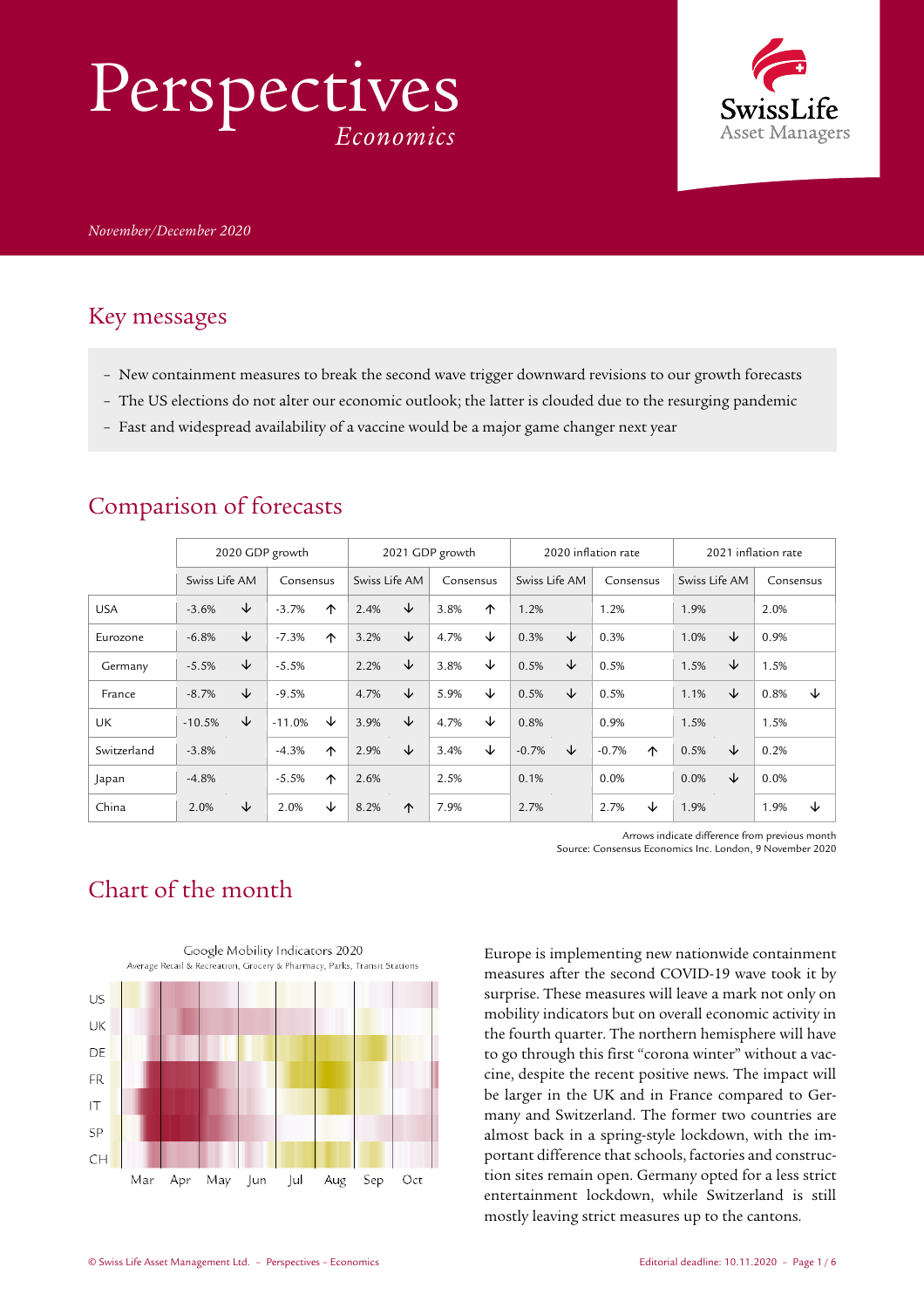# Perspectives

*Economics*

*November/December 2020*

## Key messages

- New containment measures to break the second wave trigger downward revisions to our growth forecasts
- The US elections do not alter our economic outlook; the latter is clouded due to the resurging pandemic
- Fast and widespread availability of a vaccine would be a major game changer next year

## Comparison of forecasts

| | 2020 GDP growth | | 2021 GDP growth | | 2020 inflation rate | | 2021 inflation rate | |
|---|---|---|---|---|---|---|---|---|
| | Swiss Life AM | Consensus | Swiss Life AM | Consensus | Swiss Life AM | Consensus | Swiss Life AM | Consensus |
| USA | -3.6% ↓ | -3.7% ↑ | 2.4% ↓ | 3.8% ↑ | 1.2% | 1.2% | 1.9% | 2.0% |
| Eurozone | -6.8% ↓ | -7.3% ↑ | 3.2% ↓ | 4.7% ↓ | 0.3% ↓ | 0.3% | 1.0% ↓ | 0.9% |
| Germany | -5.5% ↓ | -5.5% | 2.2% ↓ | 3.8% ↓ | 0.5% ↓ | 0.5% | 1.5% ↓ | 1.5% |
| France | -8.7% ↓ | -9.5% | 4.7% ↓ | 5.9% ↓ | 0.5% ↓ | 0.5% | 1.1% ↓ | 0.8% ↓ |
| UK | -10.5% ↓ | -11.0% ↓ | 3.9% ↓ | 4.7% ↓ | 0.8% | 0.9% | 1.5% | 1.5% |
| Switzerland | -3.8% | -4.3% ↑ | 2.9% ↓ | 3.4% ↓ | -0.7% ↓ | -0.7% ↑ | 0.5% ↓ | 0.2% |
| Japan | -4.8% | -5.5% ↑ | 2.6% | 2.5% | 0.1% | 0.0% | 0.0% ↓ | 0.0% |
| China | 2.0% ↓ | 2.0% ↓ | 8.2% ↑ | 7.9% | 2.7% | 2.7% ↓ | 1.9% | 1.9% ↓ |

Arrows indicate difference from previous month
Source: Consensus Economics Inc. London, 9 November 2020

## Chart of the month

Google Mobility Indicators 2020
Average Retail & Recreation, Grocery & Pharmacy, Parks, Transit Stations

Europe is implementing new nationwide containment measures after the second COVID-19 wave took it by surprise. These measures will leave a mark not only on mobility indicators but on overall economic activity in the fourth quarter. The northern hemisphere will have to go through this first "corona winter" without a vaccine, despite the recent positive news. The impact will be larger in the UK and in France compared to Germany and Switzerland. The former two countries are almost back in a spring-style lockdown, with the important difference that schools, factories and construction sites remain open. Germany opted for a less strict entertainment lockdown, while Switzerland is still mostly leaving strict measures up to the cantons.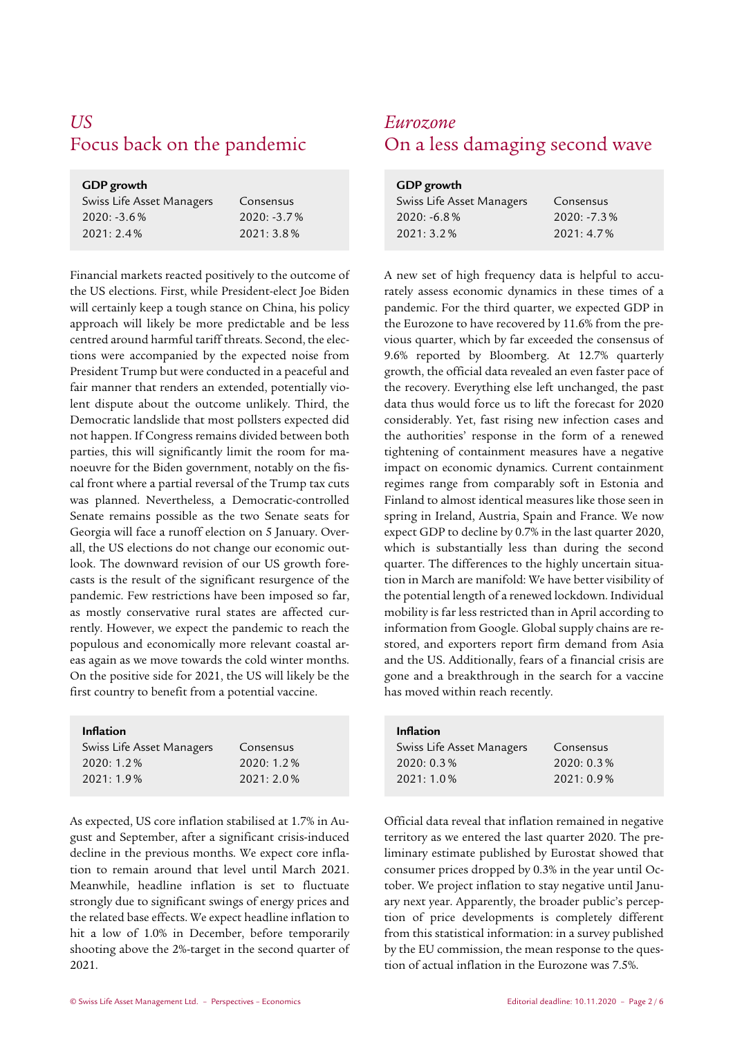## *US*
## Focus back on the pandemic

| GDP growth | |
|---|---|
| Swiss Life Asset Managers | Consensus |
| 2020: -3.6% | 2020: -3.7% |
| 2021: 2.4% | 2021: 3.8% |

Financial markets reacted positively to the outcome of the US elections. First, while President-elect Joe Biden will certainly keep a tough stance on China, his policy approach will likely be more predictable and be less centred around harmful tariff threats. Second, the elections were accompanied by the expected noise from President Trump but were conducted in a peaceful and fair manner that renders an extended, potentially violent dispute about the outcome unlikely. Third, the Democratic landslide that most pollsters expected did not happen. If Congress remains divided between both parties, this will significantly limit the room for manoeuvre for the Biden government, notably on the fiscal front where a partial reversal of the Trump tax cuts was planned. Nevertheless, a Democratic-controlled Senate remains possible as the two Senate seats for Georgia will face a runoff election on 5 January. Overall, the US elections do not change our economic outlook. The downward revision of our US growth forecasts is the result of the significant resurgence of the pandemic. Few restrictions have been imposed so far, as mostly conservative rural states are affected currently. However, we expect the pandemic to reach the populous and economically more relevant coastal areas again as we move towards the cold winter months. On the positive side for 2021, the US will likely be the first country to benefit from a potential vaccine.

| Inflation | |
|---|---|
| Swiss Life Asset Managers | Consensus |
| 2020: 1.2% | 2020: 1.2% |
| 2021: 1.9% | 2021: 2.0% |

As expected, US core inflation stabilised at 1.7% in August and September, after a significant crisis-induced decline in the previous months. We expect core inflation to remain around that level until March 2021. Meanwhile, headline inflation is set to fluctuate strongly due to significant swings of energy prices and the related base effects. We expect headline inflation to hit a low of 1.0% in December, before temporarily shooting above the 2%-target in the second quarter of 2021.

## *Eurozone*
## On a less damaging second wave

| GDP growth | |
|---|---|
| Swiss Life Asset Managers | Consensus |
| 2020: -6.8% | 2020: -7.3% |
| 2021: 3.2% | 2021: 4.7% |

A new set of high frequency data is helpful to accurately assess economic dynamics in these times of a pandemic. For the third quarter, we expected GDP in the Eurozone to have recovered by 11.6% from the previous quarter, which by far exceeded the consensus of 9.6% reported by Bloomberg. At 12.7% quarterly growth, the official data revealed an even faster pace of the recovery. Everything else left unchanged, the past data thus would force us to lift the forecast for 2020 considerably. Yet, fast rising new infection cases and the authorities' response in the form of a renewed tightening of containment measures have a negative impact on economic dynamics. Current containment regimes range from comparably soft in Estonia and Finland to almost identical measures like those seen in spring in Ireland, Austria, Spain and France. We now expect GDP to decline by 0.7% in the last quarter 2020, which is substantially less than during the second quarter. The differences to the highly uncertain situation in March are manifold: We have better visibility of the potential length of a renewed lockdown. Individual mobility is far less restricted than in April according to information from Google. Global supply chains are restored, and exporters report firm demand from Asia and the US. Additionally, fears of a financial crisis are gone and a breakthrough in the search for a vaccine has moved within reach recently.

| Inflation | |
|---|---|
| Swiss Life Asset Managers | Consensus |
| 2020: 0.3% | 2020: 0.3% |
| 2021: 1.0% | 2021: 0.9% |

Official data reveal that inflation remained in negative territory as we entered the last quarter 2020. The preliminary estimate published by Eurostat showed that consumer prices dropped by 0.3% in the year until October. We project inflation to stay negative until January next year. Apparently, the broader public's perception of price developments is completely different from this statistical information: in a survey published by the EU commission, the mean response to the question of actual inflation in the Eurozone was 7.5%.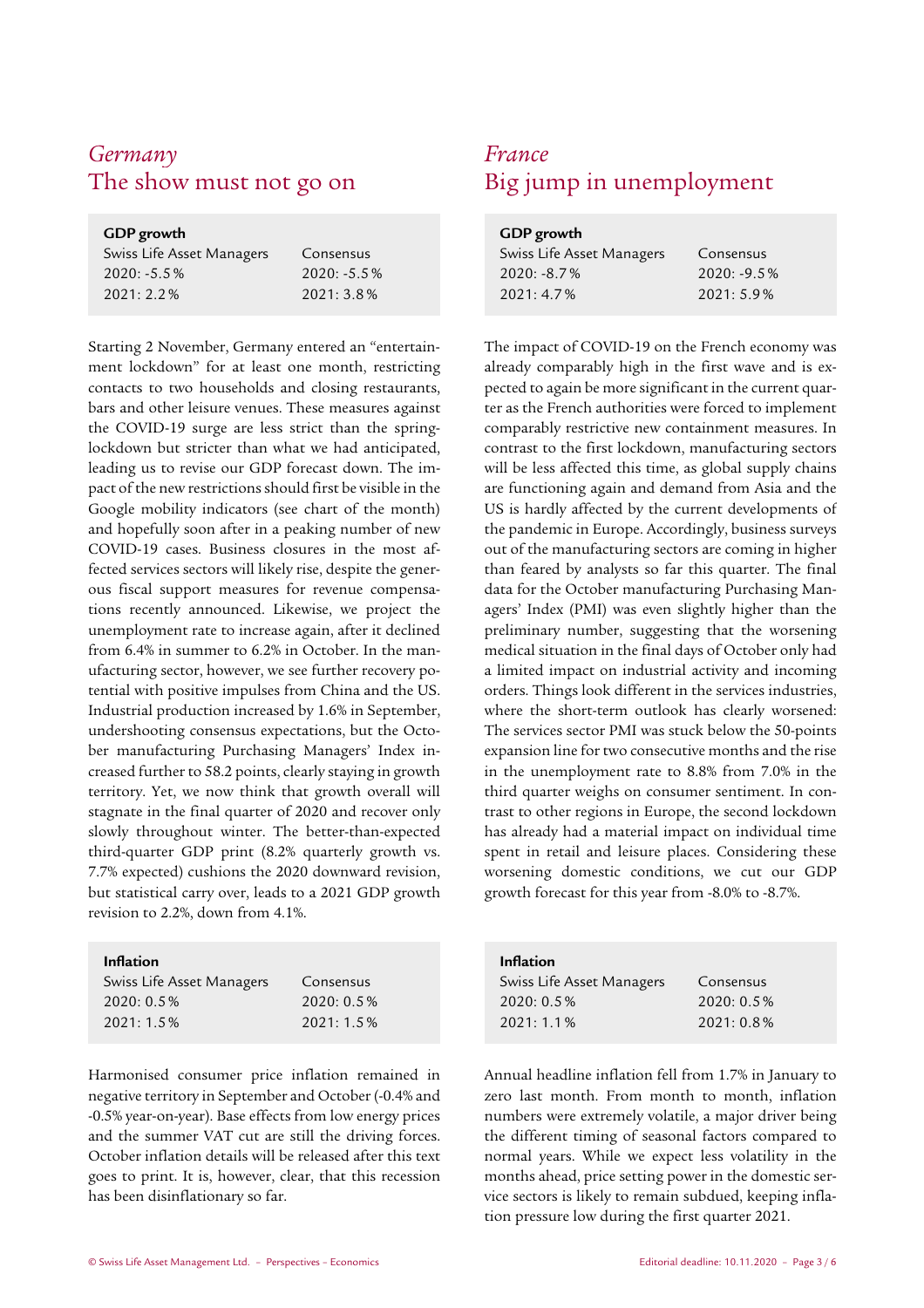## *Germany*

## The show must not go on

| **GDP growth** | |
|---|---|
| Swiss Life Asset Managers | Consensus |
| 2020: -5.5 % | 2020: -5.5 % |
| 2021: 2.2 % | 2021: 3.8 % |

Starting 2 November, Germany entered an "entertainment lockdown" for at least one month, restricting contacts to two households and closing restaurants, bars and other leisure venues. These measures against the COVID-19 surge are less strict than the spring-lockdown but stricter than what we had anticipated, leading us to revise our GDP forecast down. The impact of the new restrictions should first be visible in the Google mobility indicators (see chart of the month) and hopefully soon after in a peaking number of new COVID-19 cases. Business closures in the most affected services sectors will likely rise, despite the generous fiscal support measures for revenue compensations recently announced. Likewise, we project the unemployment rate to increase again, after it declined from 6.4% in summer to 6.2% in October. In the manufacturing sector, however, we see further recovery potential with positive impulses from China and the US. Industrial production increased by 1.6% in September, undershooting consensus expectations, but the October manufacturing Purchasing Managers' Index increased further to 58.2 points, clearly staying in growth territory. Yet, we now think that growth overall will stagnate in the final quarter of 2020 and recover only slowly throughout winter. The better-than-expected third-quarter GDP print (8.2% quarterly growth vs. 7.7% expected) cushions the 2020 downward revision, but statistical carry over, leads to a 2021 GDP growth revision to 2.2%, down from 4.1%.

| **Inflation** | |
|---|---|
| Swiss Life Asset Managers | Consensus |
| 2020: 0.5 % | 2020: 0.5 % |
| 2021: 1.5 % | 2021: 1.5 % |

Harmonised consumer price inflation remained in negative territory in September and October (-0.4% and -0.5% year-on-year). Base effects from low energy prices and the summer VAT cut are still the driving forces. October inflation details will be released after this text goes to print. It is, however, clear, that this recession has been disinflationary so far.

## *France*

## Big jump in unemployment

| **GDP growth** | |
|---|---|
| Swiss Life Asset Managers | Consensus |
| 2020: -8.7 % | 2020: -9.5 % |
| 2021: 4.7 % | 2021: 5.9 % |

The impact of COVID-19 on the French economy was already comparably high in the first wave and is expected to again be more significant in the current quarter as the French authorities were forced to implement comparably restrictive new containment measures. In contrast to the first lockdown, manufacturing sectors will be less affected this time, as global supply chains are functioning again and demand from Asia and the US is hardly affected by the current developments of the pandemic in Europe. Accordingly, business surveys out of the manufacturing sectors are coming in higher than feared by analysts so far this quarter. The final data for the October manufacturing Purchasing Managers' Index (PMI) was even slightly higher than the preliminary number, suggesting that the worsening medical situation in the final days of October only had a limited impact on industrial activity and incoming orders. Things look different in the services industries, where the short-term outlook has clearly worsened: The services sector PMI was stuck below the 50-points expansion line for two consecutive months and the rise in the unemployment rate to 8.8% from 7.0% in the third quarter weighs on consumer sentiment. In contrast to other regions in Europe, the second lockdown has already had a material impact on individual time spent in retail and leisure places. Considering these worsening domestic conditions, we cut our GDP growth forecast for this year from -8.0% to -8.7%.

| **Inflation** | |
|---|---|
| Swiss Life Asset Managers | Consensus |
| 2020: 0.5 % | 2020: 0.5 % |
| 2021: 1.1 % | 2021: 0.8 % |

Annual headline inflation fell from 1.7% in January to zero last month. From month to month, inflation numbers were extremely volatile, a major driver being the different timing of seasonal factors compared to normal years. While we expect less volatility in the months ahead, price setting power in the domestic service sectors is likely to remain subdued, keeping inflation pressure low during the first quarter 2021.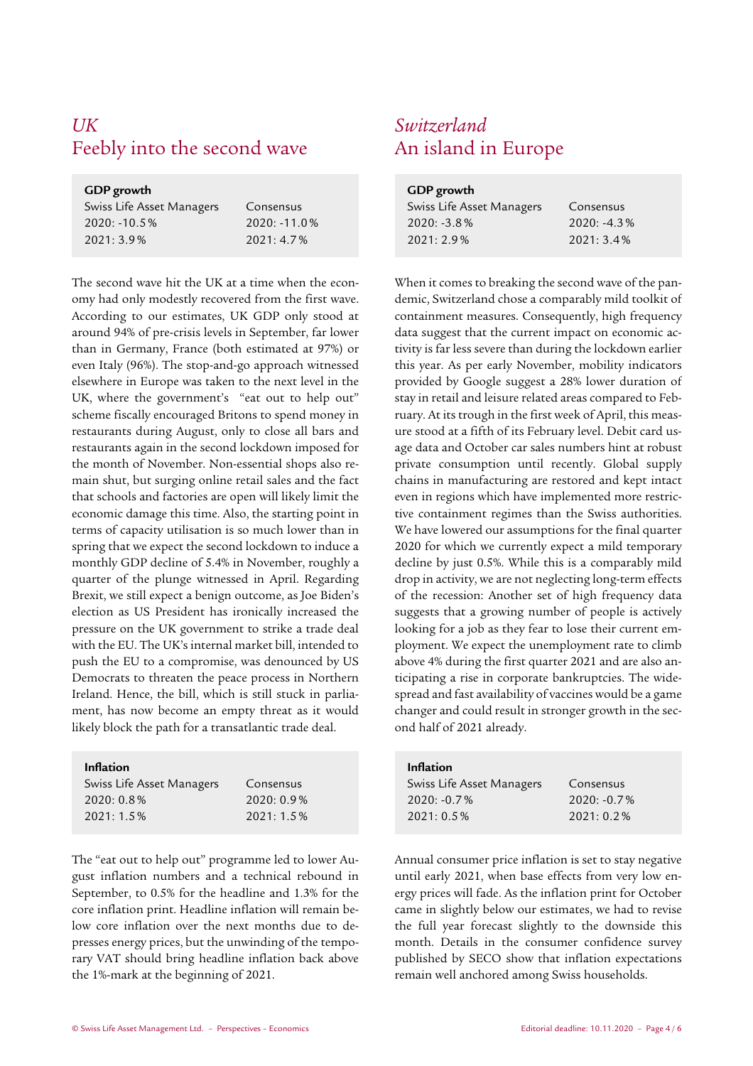## *UK*
## Feebly into the second wave

| GDP growth | |
|---|---|
| Swiss Life Asset Managers | Consensus |
| 2020: -10.5% | 2020: -11.0% |
| 2021: 3.9% | 2021: 4.7% |

The second wave hit the UK at a time when the economy had only modestly recovered from the first wave. According to our estimates, UK GDP only stood at around 94% of pre-crisis levels in September, far lower than in Germany, France (both estimated at 97%) or even Italy (96%). The stop-and-go approach witnessed elsewhere in Europe was taken to the next level in the UK, where the government's "eat out to help out" scheme fiscally encouraged Britons to spend money in restaurants during August, only to close all bars and restaurants again in the second lockdown imposed for the month of November. Non-essential shops also remain shut, but surging online retail sales and the fact that schools and factories are open will likely limit the economic damage this time. Also, the starting point in terms of capacity utilisation is so much lower than in spring that we expect the second lockdown to induce a monthly GDP decline of 5.4% in November, roughly a quarter of the plunge witnessed in April. Regarding Brexit, we still expect a benign outcome, as Joe Biden's election as US President has ironically increased the pressure on the UK government to strike a trade deal with the EU. The UK's internal market bill, intended to push the EU to a compromise, was denounced by US Democrats to threaten the peace process in Northern Ireland. Hence, the bill, which is still stuck in parliament, has now become an empty threat as it would likely block the path for a transatlantic trade deal.

| Inflation | |
|---|---|
| Swiss Life Asset Managers | Consensus |
| 2020: 0.8% | 2020: 0.9% |
| 2021: 1.5% | 2021: 1.5% |

The "eat out to help out" programme led to lower August inflation numbers and a technical rebound in September, to 0.5% for the headline and 1.3% for the core inflation print. Headline inflation will remain below core inflation over the next months due to depresses energy prices, but the unwinding of the temporary VAT should bring headline inflation back above the 1%-mark at the beginning of 2021.

## *Switzerland*
## An island in Europe

| GDP growth | |
|---|---|
| Swiss Life Asset Managers | Consensus |
| 2020: -3.8% | 2020: -4.3% |
| 2021: 2.9% | 2021: 3.4% |

When it comes to breaking the second wave of the pandemic, Switzerland chose a comparably mild toolkit of containment measures. Consequently, high frequency data suggest that the current impact on economic activity is far less severe than during the lockdown earlier this year. As per early November, mobility indicators provided by Google suggest a 28% lower duration of stay in retail and leisure related areas compared to February. At its trough in the first week of April, this measure stood at a fifth of its February level. Debit card usage data and October car sales numbers hint at robust private consumption until recently. Global supply chains in manufacturing are restored and kept intact even in regions which have implemented more restrictive containment regimes than the Swiss authorities. We have lowered our assumptions for the final quarter 2020 for which we currently expect a mild temporary decline by just 0.5%. While this is a comparably mild drop in activity, we are not neglecting long-term effects of the recession: Another set of high frequency data suggests that a growing number of people is actively looking for a job as they fear to lose their current employment. We expect the unemployment rate to climb above 4% during the first quarter 2021 and are also anticipating a rise in corporate bankruptcies. The widespread and fast availability of vaccines would be a game changer and could result in stronger growth in the second half of 2021 already.

| Inflation | |
|---|---|
| Swiss Life Asset Managers | Consensus |
| 2020: -0.7% | 2020: -0.7% |
| 2021: 0.5% | 2021: 0.2% |

Annual consumer price inflation is set to stay negative until early 2021, when base effects from very low energy prices will fade. As the inflation print for October came in slightly below our estimates, we had to revise the full year forecast slightly to the downside this month. Details in the consumer confidence survey published by SECO show that inflation expectations remain well anchored among Swiss households.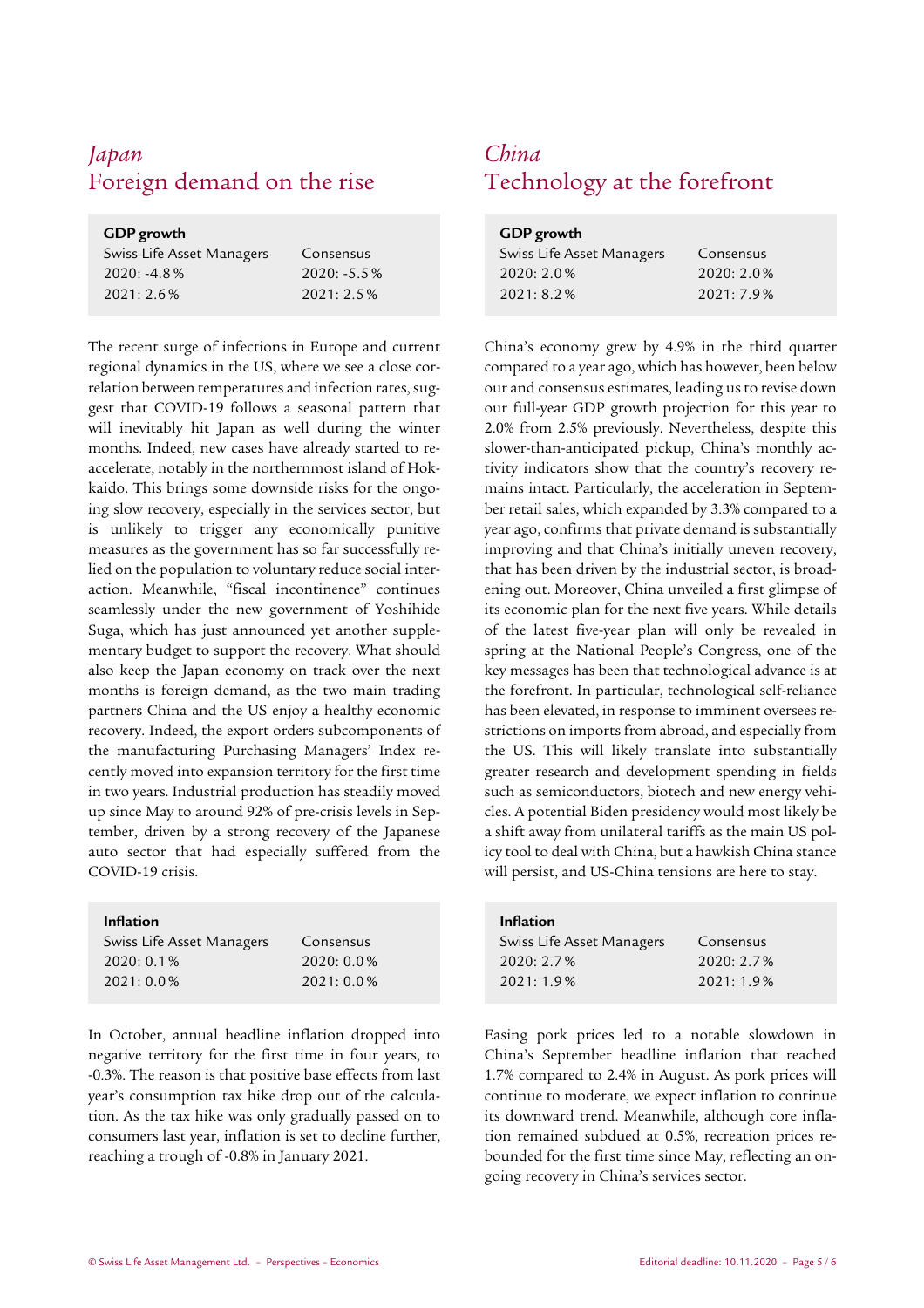## *Japan*
## Foreign demand on the rise

| GDP growth | |
|---|---|
| Swiss Life Asset Managers | Consensus |
| 2020: -4.8 % | 2020: -5.5 % |
| 2021: 2.6 % | 2021: 2.5 % |

The recent surge of infections in Europe and current regional dynamics in the US, where we see a close correlation between temperatures and infection rates, suggest that COVID-19 follows a seasonal pattern that will inevitably hit Japan as well during the winter months. Indeed, new cases have already started to re-accelerate, notably in the northernmost island of Hokkaido. This brings some downside risks for the ongoing slow recovery, especially in the services sector, but is unlikely to trigger any economically punitive measures as the government has so far successfully relied on the population to voluntary reduce social interaction. Meanwhile, "fiscal incontinence" continues seamlessly under the new government of Yoshihide Suga, which has just announced yet another supplementary budget to support the recovery. What should also keep the Japan economy on track over the next months is foreign demand, as the two main trading partners China and the US enjoy a healthy economic recovery. Indeed, the export orders subcomponents of the manufacturing Purchasing Managers' Index recently moved into expansion territory for the first time in two years. Industrial production has steadily moved up since May to around 92% of pre-crisis levels in September, driven by a strong recovery of the Japanese auto sector that had especially suffered from the COVID-19 crisis.

| Inflation | |
|---|---|
| Swiss Life Asset Managers | Consensus |
| 2020: 0.1 % | 2020: 0.0 % |
| 2021: 0.0 % | 2021: 0.0 % |

In October, annual headline inflation dropped into negative territory for the first time in four years, to -0.3%. The reason is that positive base effects from last year's consumption tax hike drop out of the calculation. As the tax hike was only gradually passed on to consumers last year, inflation is set to decline further, reaching a trough of -0.8% in January 2021.

## *China*
## Technology at the forefront

| GDP growth | |
|---|---|
| Swiss Life Asset Managers | Consensus |
| 2020: 2.0 % | 2020: 2.0 % |
| 2021: 8.2 % | 2021: 7.9 % |

China's economy grew by 4.9% in the third quarter compared to a year ago, which has however, been below our and consensus estimates, leading us to revise down our full-year GDP growth projection for this year to 2.0% from 2.5% previously. Nevertheless, despite this slower-than-anticipated pickup, China's monthly activity indicators show that the country's recovery remains intact. Particularly, the acceleration in September retail sales, which expanded by 3.3% compared to a year ago, confirms that private demand is substantially improving and that China's initially uneven recovery, that has been driven by the industrial sector, is broadening out. Moreover, China unveiled a first glimpse of its economic plan for the next five years. While details of the latest five-year plan will only be revealed in spring at the National People's Congress, one of the key messages has been that technological advance is at the forefront. In particular, technological self-reliance has been elevated, in response to imminent oversees restrictions on imports from abroad, and especially from the US. This will likely translate into substantially greater research and development spending in fields such as semiconductors, biotech and new energy vehicles. A potential Biden presidency would most likely be a shift away from unilateral tariffs as the main US policy tool to deal with China, but a hawkish China stance will persist, and US-China tensions are here to stay.

| Inflation | |
|---|---|
| Swiss Life Asset Managers | Consensus |
| 2020: 2.7 % | 2020: 2.7 % |
| 2021: 1.9 % | 2021: 1.9 % |

Easing pork prices led to a notable slowdown in China's September headline inflation that reached 1.7% compared to 2.4% in August. As pork prices will continue to moderate, we expect inflation to continue its downward trend. Meanwhile, although core inflation remained subdued at 0.5%, recreation prices rebounded for the first time since May, reflecting an ongoing recovery in China's services sector.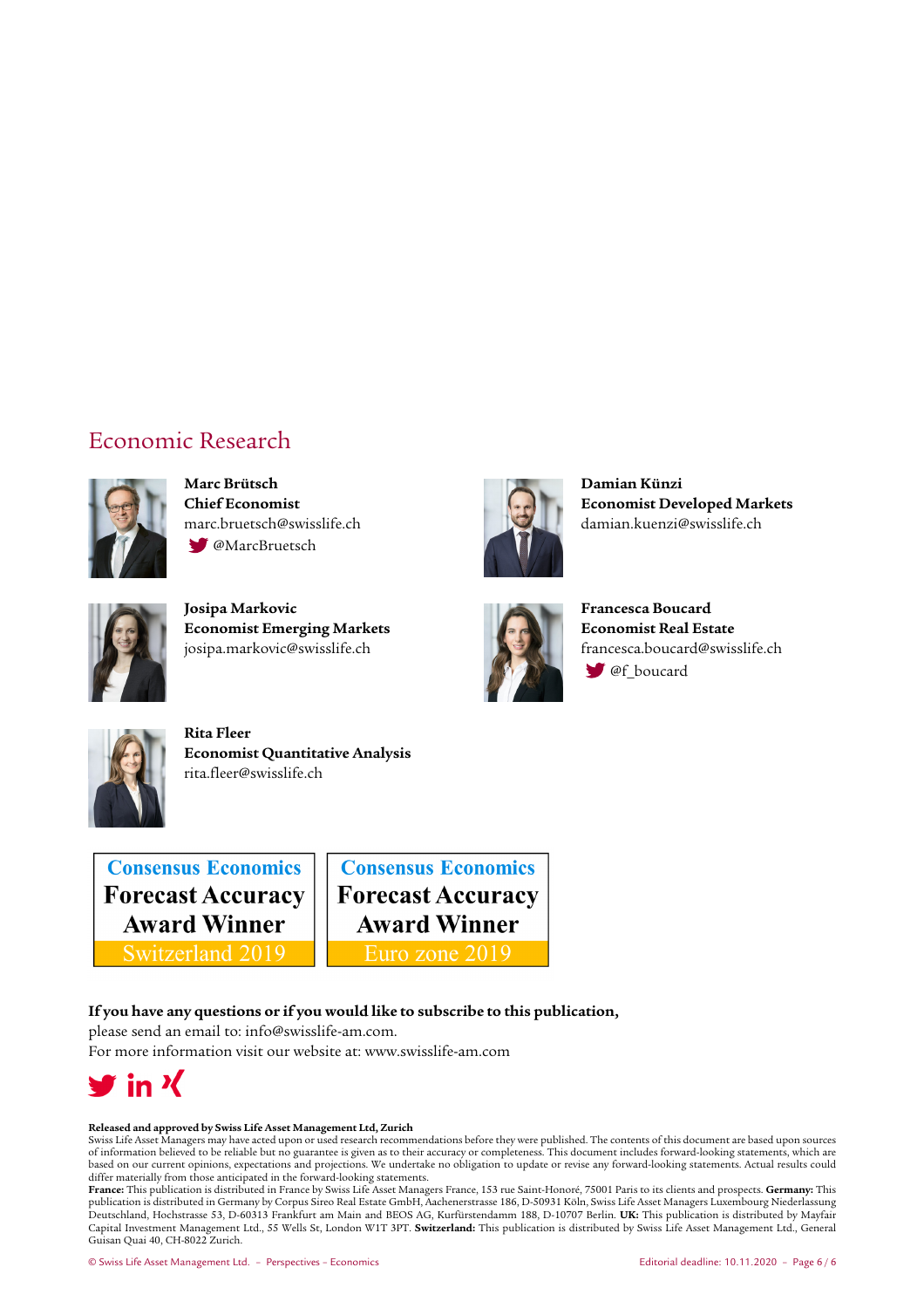## Economic Research

**Marc Brütsch**
**Chief Economist**
marc.bruetsch@swisslife.ch
@MarcBruetsch

**Damian Künzi**
**Economist Developed Markets**
damian.kuenzi@swisslife.ch

**Josipa Markovic**
**Economist Emerging Markets**
josipa.markovic@swisslife.ch

**Francesca Boucard**
**Economist Real Estate**
francesca.boucard@swisslife.ch
@f_boucard

**Rita Fleer**
**Economist Quantitative Analysis**
rita.fleer@swisslife.ch

Consensus Economics
**Forecast Accuracy Award Winner**
Switzerland 2019

Consensus Economics
**Forecast Accuracy Award Winner**
Euro zone 2019

**If you have any questions or if you would like to subscribe to this publication,**
please send an email to: info@swisslife-am.com.
For more information visit our website at: www.swisslife-am.com

**Released and approved by Swiss Life Asset Management Ltd, Zurich**
Swiss Life Asset Managers may have acted upon or used research recommendations before they were published. The contents of this document are based upon sources of information believed to be reliable but no guarantee is given as to their accuracy or completeness. This document includes forward-looking statements, which are based on our current opinions, expectations and projections. We undertake no obligation to update or revise any forward-looking statements. Actual results could differ materially from those anticipated in the forward-looking statements.
**France:** This publication is distributed in France by Swiss Life Asset Managers France, 153 rue Saint-Honoré, 75001 Paris to its clients and prospects. **Germany:** This publication is distributed in Germany by Corpus Sireo Real Estate GmbH, Aachenerstrasse 186, D-50931 Köln, Swiss Life Asset Managers Luxembourg Niederlassung Deutschland, Hochstrasse 53, D-60313 Frankfurt am Main and BEOS AG, Kurfürstendamm 188, D-10707 Berlin. **UK:** This publication is distributed by Mayfair Capital Investment Management Ltd., 55 Wells St, London W1T 3PT. **Switzerland:** This publication is distributed by Swiss Life Asset Management Ltd., General Guisan Quai 40, CH-8022 Zurich.

© Swiss Life Asset Management Ltd. – Perspectives – Economics

Editorial deadline: 10.11.2020